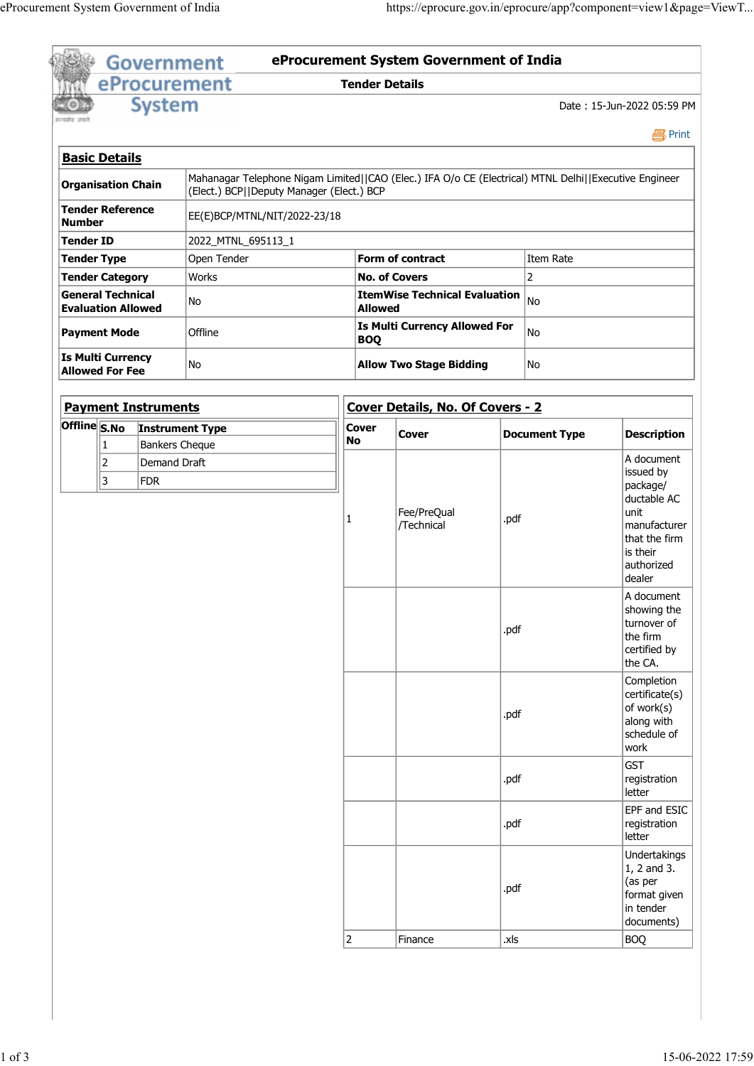# eProcurement System Government of India

## Tender Details

Date : 15-Jun-2022 05:59 PM

Print

### Basic Details

| | | | |
|---|---|---|---|
| **Organisation Chain** | Mahanagar Telephone Nigam Limited\|\|CAO (Elec.) IFA O/o CE (Electrical) MTNL Delhi\|\|Executive Engineer (Elect.) BCP\|\|Deputy Manager (Elect.) BCP | | |
| **Tender Reference Number** | EE(E)BCP/MTNL/NIT/2022-23/18 | | |
| **Tender ID** | 2022_MTNL_695113_1 | | |
| **Tender Type** | Open Tender | **Form of contract** | Item Rate |
| **Tender Category** | Works | **No. of Covers** | 2 |
| **General Technical Evaluation Allowed** | No | **ItemWise Technical Evaluation Allowed** | No |
| **Payment Mode** | Offline | **Is Multi Currency Allowed For BOQ** | No |
| **Is Multi Currency Allowed For Fee** | No | **Allow Two Stage Bidding** | No |

### Payment Instruments

Offline

| S.No | Instrument Type |
|---|---|
| 1 | Bankers Cheque |
| 2 | Demand Draft |
| 3 | FDR |

### Cover Details, No. Of Covers - 2

| Cover No | Cover | Document Type | Description |
|---|---|---|---|
| 1 | Fee/PreQual /Technical | .pdf | A document issued by package/ ductable AC unit manufacturer that the firm is their authorized dealer |
| | | .pdf | A document showing the turnover of the firm certified by the CA. |
| | | .pdf | Completion certificate(s) of work(s) along with schedule of work |
| | | .pdf | GST registration letter |
| | | .pdf | EPF and ESIC registration letter |
| | | .pdf | Undertakings 1, 2 and 3. (as per format given in tender documents) |
| 2 | Finance | .xls | BOQ |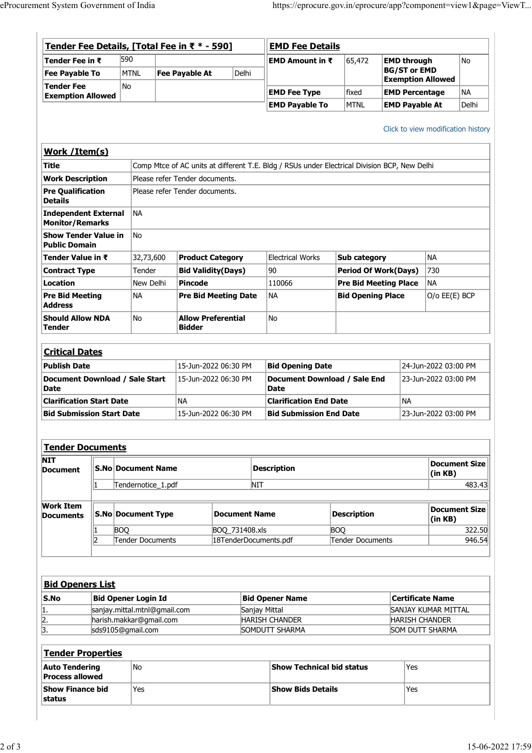### Tender Fee Details, [Total Fee in ₹ * - 590]

| | | | |
|---|---|---|---|
| **Tender Fee in ₹** | 590 | | |
| **Fee Payable To** | MTNL | **Fee Payable At** | Delhi |
| **Tender Fee Exemption Allowed** | No | | |

### EMD Fee Details

| | | | |
|---|---|---|---|
| **EMD Amount in ₹** | 65,472 | **EMD through BG/ST or EMD Exemption Allowed** | No |
| **EMD Fee Type** | fixed | **EMD Percentage** | NA |
| **EMD Payable To** | MTNL | **EMD Payable At** | Delhi |

Click to view modification history

### Work /Item(s)

| | | | | | |
|---|---|---|---|---|---|
| **Title** | Comp Mtce of AC units at different T.E. Bldg / RSUs under Electrical Division BCP, New Delhi | | | | |
| **Work Description** | Please refer Tender documents. | | | | |
| **Pre Qualification Details** | Please refer Tender documents. | | | | |
| **Independent External Monitor/Remarks** | NA | | | | |
| **Show Tender Value in Public Domain** | No | | | | |
| **Tender Value in ₹** | 32,73,600 | **Product Category** | Electrical Works | **Sub category** | NA |
| **Contract Type** | Tender | **Bid Validity(Days)** | 90 | **Period Of Work(Days)** | 730 |
| **Location** | New Delhi | **Pincode** | 110066 | **Pre Bid Meeting Place** | NA |
| **Pre Bid Meeting Address** | NA | **Pre Bid Meeting Date** | NA | **Bid Opening Place** | O/o EE(E) BCP |
| **Should Allow NDA Tender** | No | **Allow Preferential Bidder** | No | | |

### Critical Dates

| | | | |
|---|---|---|---|
| **Publish Date** | 15-Jun-2022 06:30 PM | **Bid Opening Date** | 24-Jun-2022 03:00 PM |
| **Document Download / Sale Start Date** | 15-Jun-2022 06:30 PM | **Document Download / Sale End Date** | 23-Jun-2022 03:00 PM |
| **Clarification Start Date** | NA | **Clarification End Date** | NA |
| **Bid Submission Start Date** | 15-Jun-2022 06:30 PM | **Bid Submission End Date** | 23-Jun-2022 03:00 PM |

### Tender Documents

**NIT Document**

| S.No | Document Name | Description | Document Size (in KB) |
|---|---|---|---|
| 1 | Tendernotice_1.pdf | NIT | 483.43 |

**Work Item Documents**

| S.No | Document Type | Document Name | Description | Document Size (in KB) |
|---|---|---|---|---|
| 1 | BOQ | BOQ_731408.xls | BOQ | 322.50 |
| 2 | Tender Documents | 18TenderDocuments.pdf | Tender Documents | 946.54 |

### Bid Openers List

| S.No | Bid Opener Login Id | Bid Opener Name | Certificate Name |
|---|---|---|---|
| 1. | sanjay.mittal.mtnl@gmail.com | Sanjay Mittal | SANJAY KUMAR MITTAL |
| 2. | harish.makkar@gmail.com | HARISH CHANDER | HARISH CHANDER |
| 3. | sds9105@gmail.com | SOMDUTT SHARMA | SOM DUTT SHARMA |

### Tender Properties

| | | | |
|---|---|---|---|
| **Auto Tendering Process allowed** | No | **Show Technical bid status** | Yes |
| **Show Finance bid status** | Yes | **Show Bids Details** | Yes |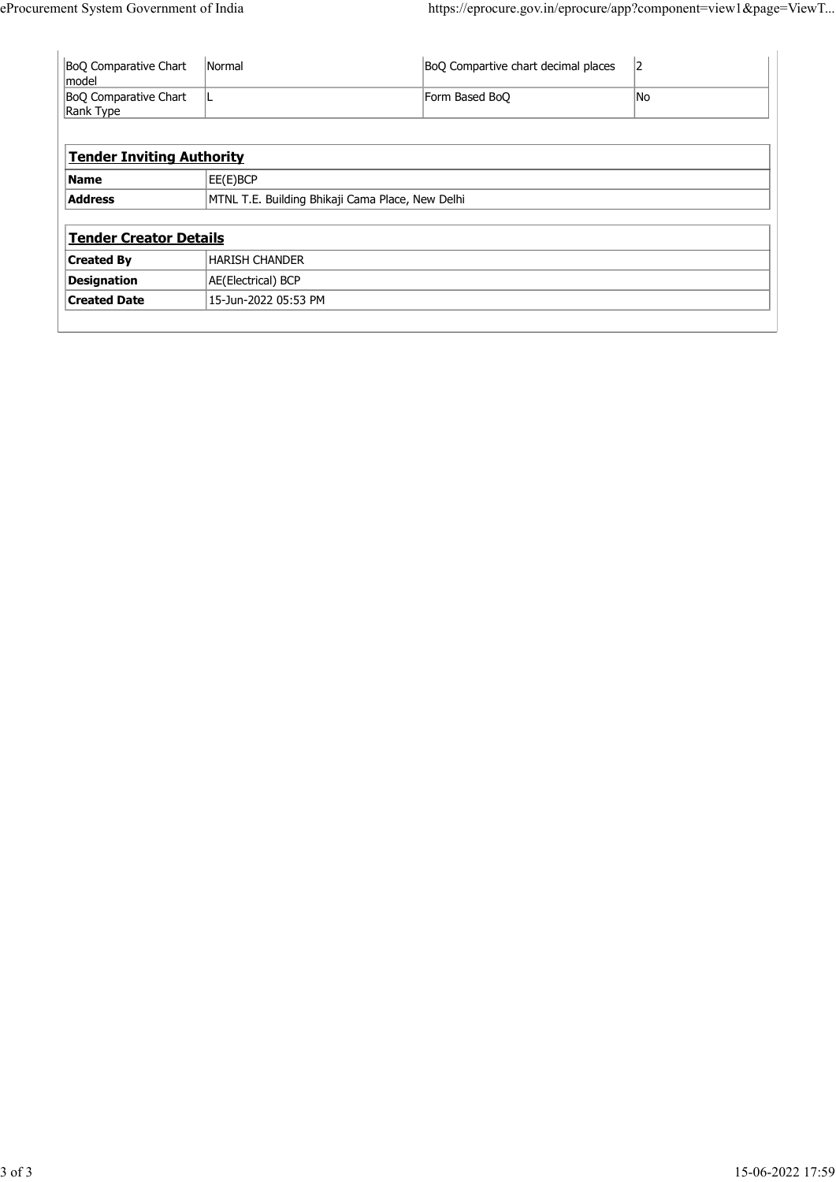| | | | |
|---|---|---|---|
| BoQ Comparative Chart model | Normal | BoQ Compartive chart decimal places | 2 |
| BoQ Comparative Chart Rank Type | L | Form Based BoQ | No |

## Tender Inviting Authority

| | |
|---|---|
| **Name** | EE(E)BCP |
| **Address** | MTNL T.E. Building Bhikaji Cama Place, New Delhi |

## Tender Creator Details

| | |
|---|---|
| **Created By** | HARISH CHANDER |
| **Designation** | AE(Electrical) BCP |
| **Created Date** | 15-Jun-2022 05:53 PM |